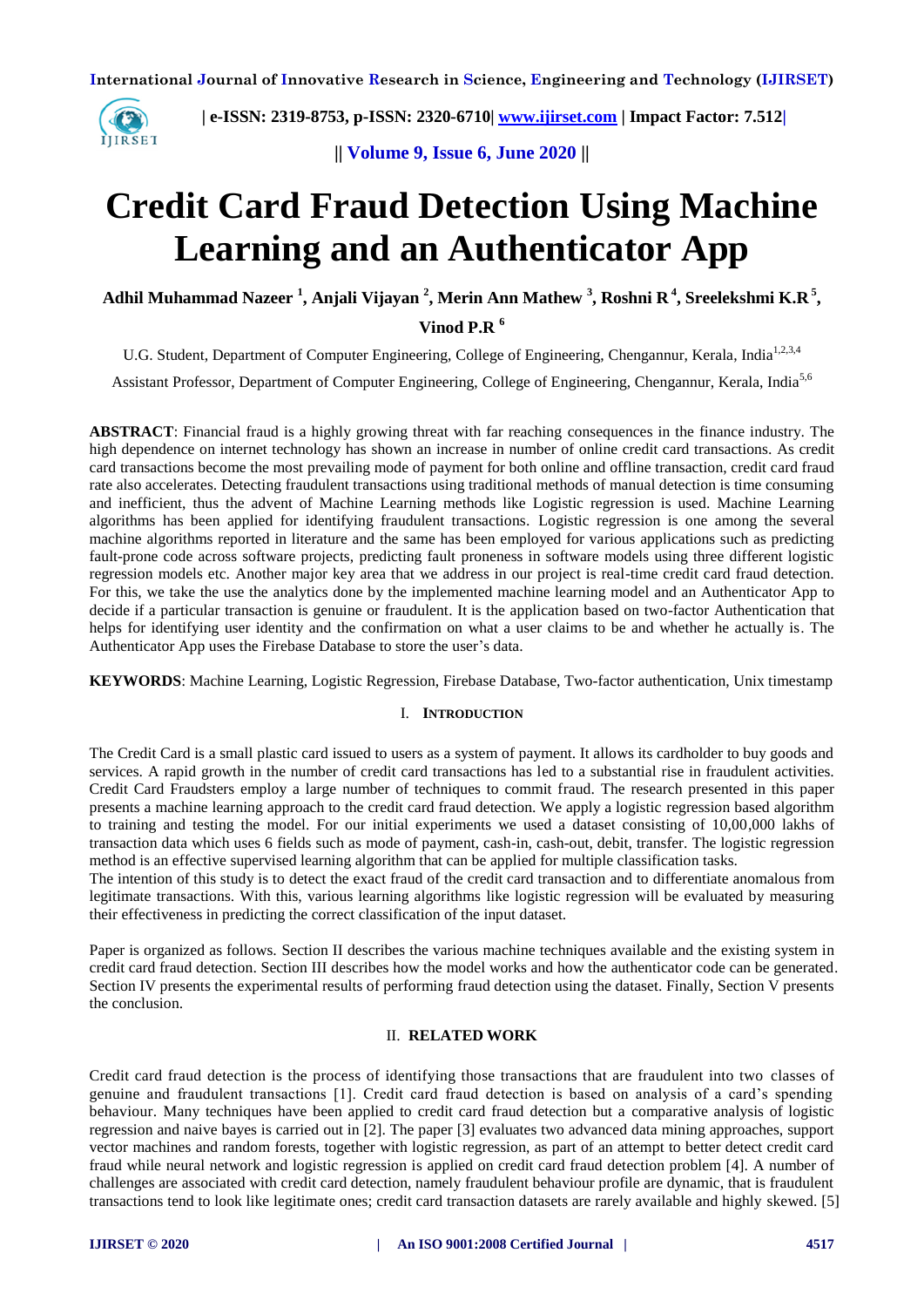# Credit Card Fraud Detection Using Machine Learning and an Authenticator App

**Adhil Muhammad Nazeer [1], Anjali Vijayan [2], Merin Ann Mathew [3], Roshni R [4], Sreelekshmi K.R [5], Vinod P.R [6]**

U.G. Student, Department of Computer Engineering, College of Engineering, Chengannur, Kerala, India[1,2,3,4]

Assistant Professor, Department of Computer Engineering, College of Engineering, Chengannur, Kerala, India[5,6]

**ABSTRACT**: Financial fraud is a highly growing threat with far reaching consequences in the finance industry. The high dependence on internet technology has shown an increase in number of online credit card transactions. As credit card transactions become the most prevailing mode of payment for both online and offline transaction, credit card fraud rate also accelerates. Detecting fraudulent transactions using traditional methods of manual detection is time consuming and inefficient, thus the advent of Machine Learning methods like Logistic regression is used. Machine Learning algorithms has been applied for identifying fraudulent transactions. Logistic regression is one among the several machine algorithms reported in literature and the same has been employed for various applications such as predicting fault-prone code across software projects, predicting fault proneness in software models using three different logistic regression models etc. Another major key area that we address in our project is real-time credit card fraud detection. For this, we take the use the analytics done by the implemented machine learning model and an Authenticator App to decide if a particular transaction is genuine or fraudulent. It is the application based on two-factor Authentication that helps for identifying user identity and the confirmation on what a user claims to be and whether he actually is. The Authenticator App uses the Firebase Database to store the user's data.

**KEYWORDS**: Machine Learning, Logistic Regression, Firebase Database, Two-factor authentication, Unix timestamp

## I. INTRODUCTION

The Credit Card is a small plastic card issued to users as a system of payment. It allows its cardholder to buy goods and services. A rapid growth in the number of credit card transactions has led to a substantial rise in fraudulent activities. Credit Card Fraudsters employ a large number of techniques to commit fraud. The research presented in this paper presents a machine learning approach to the credit card fraud detection. We apply a logistic regression based algorithm to training and testing the model. For our initial experiments we used a dataset consisting of 10,00,000 lakhs of transaction data which uses 6 fields such as mode of payment, cash-in, cash-out, debit, transfer. The logistic regression method is an effective supervised learning algorithm that can be applied for multiple classification tasks.
The intention of this study is to detect the exact fraud of the credit card transaction and to differentiate anomalous from legitimate transactions. With this, various learning algorithms like logistic regression will be evaluated by measuring their effectiveness in predicting the correct classification of the input dataset.

Paper is organized as follows. Section II describes the various machine techniques available and the existing system in credit card fraud detection. Section III describes how the model works and how the authenticator code can be generated. Section IV presents the experimental results of performing fraud detection using the dataset. Finally, Section V presents the conclusion.

## II. RELATED WORK

Credit card fraud detection is the process of identifying those transactions that are fraudulent into two classes of genuine and fraudulent transactions [1]. Credit card fraud detection is based on analysis of a card's spending behaviour. Many techniques have been applied to credit card fraud detection but a comparative analysis of logistic regression and naive bayes is carried out in [2]. The paper [3] evaluates two advanced data mining approaches, support vector machines and random forests, together with logistic regression, as part of an attempt to better detect credit card fraud while neural network and logistic regression is applied on credit card fraud detection problem [4]. A number of challenges are associated with credit card detection, namely fraudulent behaviour profile are dynamic, that is fraudulent transactions tend to look like legitimate ones; credit card transaction datasets are rarely available and highly skewed. [5]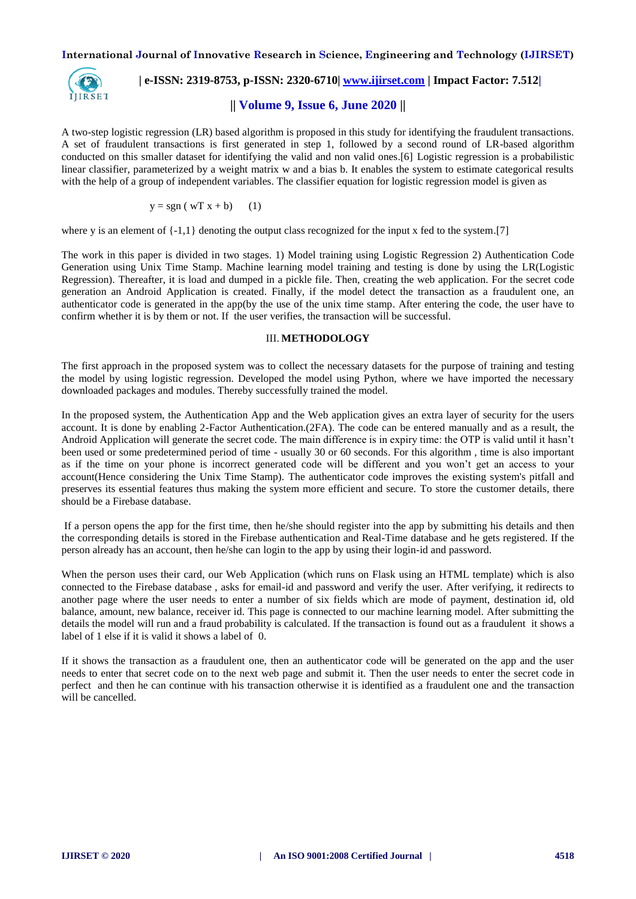A two-step logistic regression (LR) based algorithm is proposed in this study for identifying the fraudulent transactions. A set of fraudulent transactions is first generated in step 1, followed by a second round of LR-based algorithm conducted on this smaller dataset for identifying the valid and non valid ones.[6] Logistic regression is a probabilistic linear classifier, parameterized by a weight matrix w and a bias b. It enables the system to estimate categorical results with the help of a group of independent variables. The classifier equation for logistic regression model is given as

$$y = \mathrm{sgn}(w^T x + b) \quad (1)$$

where y is an element of {-1,1} denoting the output class recognized for the input x fed to the system.[7]

The work in this paper is divided in two stages. 1) Model training using Logistic Regression 2) Authentication Code Generation using Unix Time Stamp. Machine learning model training and testing is done by using the LR(Logistic Regression). Thereafter, it is load and dumped in a pickle file. Then, creating the web application. For the secret code generation an Android Application is created. Finally, if the model detect the transaction as a fraudulent one, an authenticator code is generated in the app(by the use of the unix time stamp. After entering the code, the user have to confirm whether it is by them or not. If the user verifies, the transaction will be successful.

## III. METHODOLOGY

The first approach in the proposed system was to collect the necessary datasets for the purpose of training and testing the model by using logistic regression. Developed the model using Python, where we have imported the necessary downloaded packages and modules. Thereby successfully trained the model.

In the proposed system, the Authentication App and the Web application gives an extra layer of security for the users account. It is done by enabling 2-Factor Authentication.(2FA). The code can be entered manually and as a result, the Android Application will generate the secret code. The main difference is in expiry time: the OTP is valid until it hasn't been used or some predetermined period of time - usually 30 or 60 seconds. For this algorithm , time is also important as if the time on your phone is incorrect generated code will be different and you won't get an access to your account(Hence considering the Unix Time Stamp). The authenticator code improves the existing system's pitfall and preserves its essential features thus making the system more efficient and secure. To store the customer details, there should be a Firebase database.

If a person opens the app for the first time, then he/she should register into the app by submitting his details and then the corresponding details is stored in the Firebase authentication and Real-Time database and he gets registered. If the person already has an account, then he/she can login to the app by using their login-id and password.

When the person uses their card, our Web Application (which runs on Flask using an HTML template) which is also connected to the Firebase database , asks for email-id and password and verify the user. After verifying, it redirects to another page where the user needs to enter a number of six fields which are mode of payment, destination id, old balance, amount, new balance, receiver id. This page is connected to our machine learning model. After submitting the details the model will run and a fraud probability is calculated. If the transaction is found out as a fraudulent it shows a label of 1 else if it is valid it shows a label of 0.

If it shows the transaction as a fraudulent one, then an authenticator code will be generated on the app and the user needs to enter that secret code on to the next web page and submit it. Then the user needs to enter the secret code in perfect and then he can continue with his transaction otherwise it is identified as a fraudulent one and the transaction will be cancelled.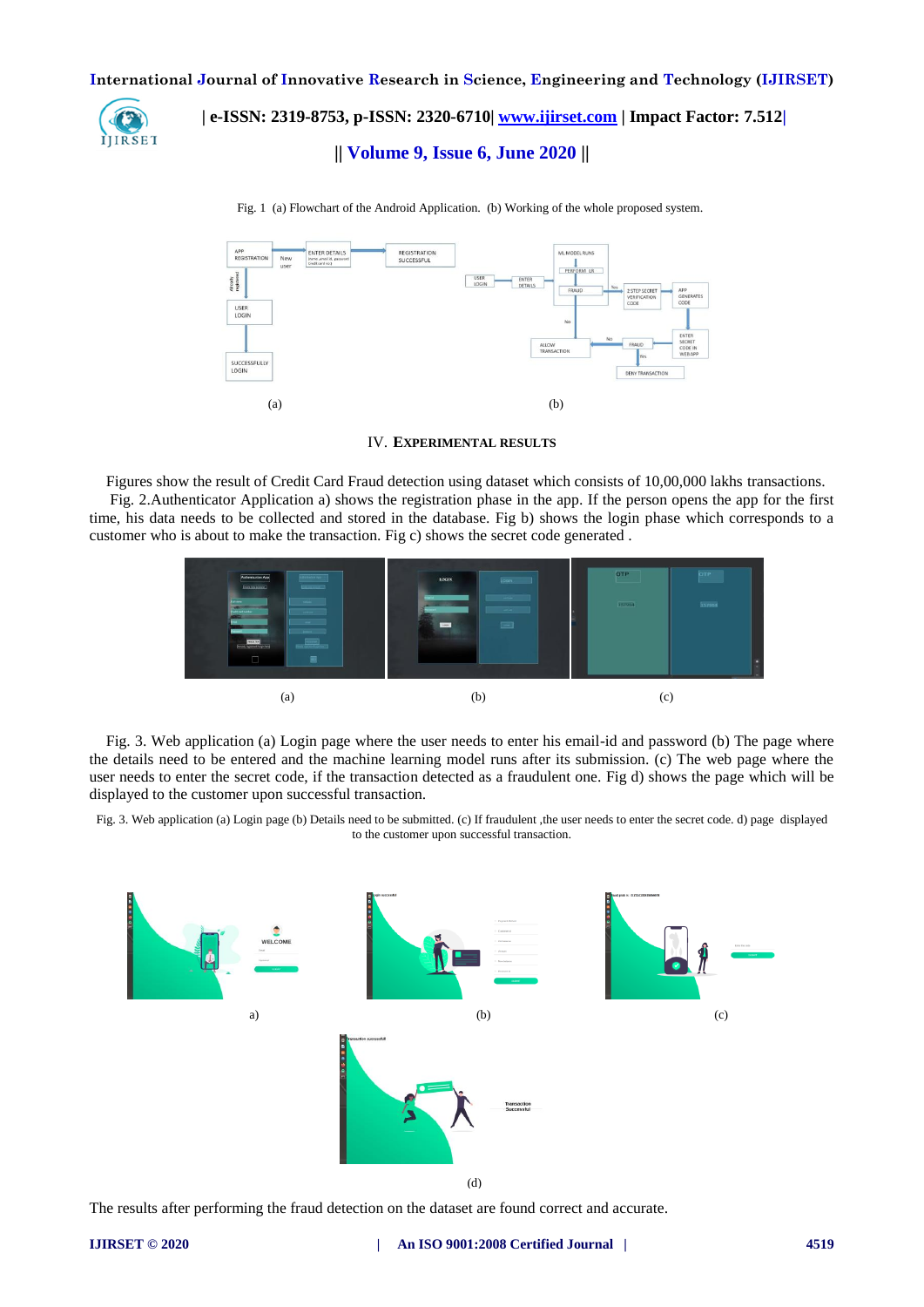Fig. 1 (a) Flowchart of the Android Application. (b) Working of the whole proposed system.

(a) (b)

## IV. EXPERIMENTAL RESULTS

Figures show the result of Credit Card Fraud detection using dataset which consists of 10,00,000 lakhs transactions.

Fig. 2.Authenticator Application a) shows the registration phase in the app. If the person opens the app for the first time, his data needs to be collected and stored in the database. Fig b) shows the login phase which corresponds to a customer who is about to make the transaction. Fig c) shows the secret code generated .

(a) (b) (c)

Fig. 3. Web application (a) Login page where the user needs to enter his email-id and password (b) The page where the details need to be entered and the machine learning model runs after its submission. (c) The web page where the user needs to enter the secret code, if the transaction detected as a fraudulent one. Fig d) shows the page which will be displayed to the customer upon successful transaction.

Fig. 3. Web application (a) Login page (b) Details need to be submitted. (c) If fraudulent ,the user needs to enter the secret code. d) page displayed to the customer upon successful transaction.

a) (b) (c)

(d)

The results after performing the fraud detection on the dataset are found correct and accurate.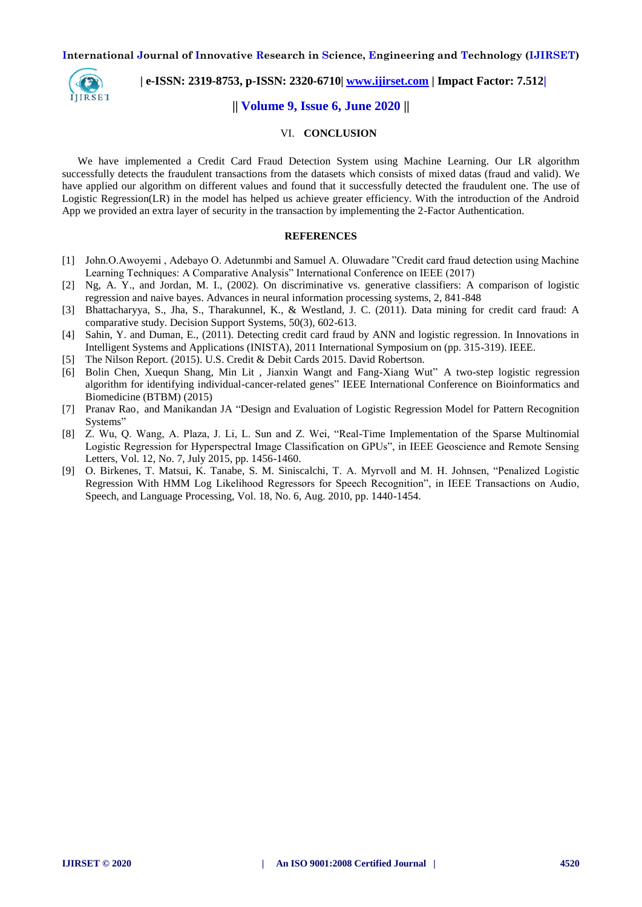## VI. CONCLUSION

We have implemented a Credit Card Fraud Detection System using Machine Learning. Our LR algorithm successfully detects the fraudulent transactions from the datasets which consists of mixed datas (fraud and valid). We have applied our algorithm on different values and found that it successfully detected the fraudulent one. The use of Logistic Regression(LR) in the model has helped us achieve greater efficiency. With the introduction of the Android App we provided an extra layer of security in the transaction by implementing the 2-Factor Authentication.

## REFERENCES

[1] John.O.Awoyemi , Adebayo O. Adetunmbi and Samuel A. Oluwadare "Credit card fraud detection using Machine Learning Techniques: A Comparative Analysis" International Conference on IEEE (2017)

[2] Ng, A. Y., and Jordan, M. I., (2002). On discriminative vs. generative classifiers: A comparison of logistic regression and naive bayes. Advances in neural information processing systems, 2, 841-848

[3] Bhattacharyya, S., Jha, S., Tharakunnel, K., & Westland, J. C. (2011). Data mining for credit card fraud: A comparative study. Decision Support Systems, 50(3), 602-613.

[4] Sahin, Y. and Duman, E., (2011). Detecting credit card fraud by ANN and logistic regression. In Innovations in Intelligent Systems and Applications (INISTA), 2011 International Symposium on (pp. 315-319). IEEE.

[5] The Nilson Report. (2015). U.S. Credit & Debit Cards 2015. David Robertson.

[6] Bolin Chen, Xuequn Shang, Min Lit , Jianxin Wangt and Fang-Xiang Wut" A two-step logistic regression algorithm for identifying individual-cancer-related genes" IEEE International Conference on Bioinformatics and Biomedicine (BTBM) (2015)

[7] Pranav Rao, and Manikandan JA "Design and Evaluation of Logistic Regression Model for Pattern Recognition Systems"

[8] Z. Wu, Q. Wang, A. Plaza, J. Li, L. Sun and Z. Wei, "Real-Time Implementation of the Sparse Multinomial Logistic Regression for Hyperspectral Image Classification on GPUs", in IEEE Geoscience and Remote Sensing Letters, Vol. 12, No. 7, July 2015, pp. 1456-1460.

[9] O. Birkenes, T. Matsui, K. Tanabe, S. M. Siniscalchi, T. A. Myrvoll and M. H. Johnsen, "Penalized Logistic Regression With HMM Log Likelihood Regressors for Speech Recognition", in IEEE Transactions on Audio, Speech, and Language Processing, Vol. 18, No. 6, Aug. 2010, pp. 1440-1454.